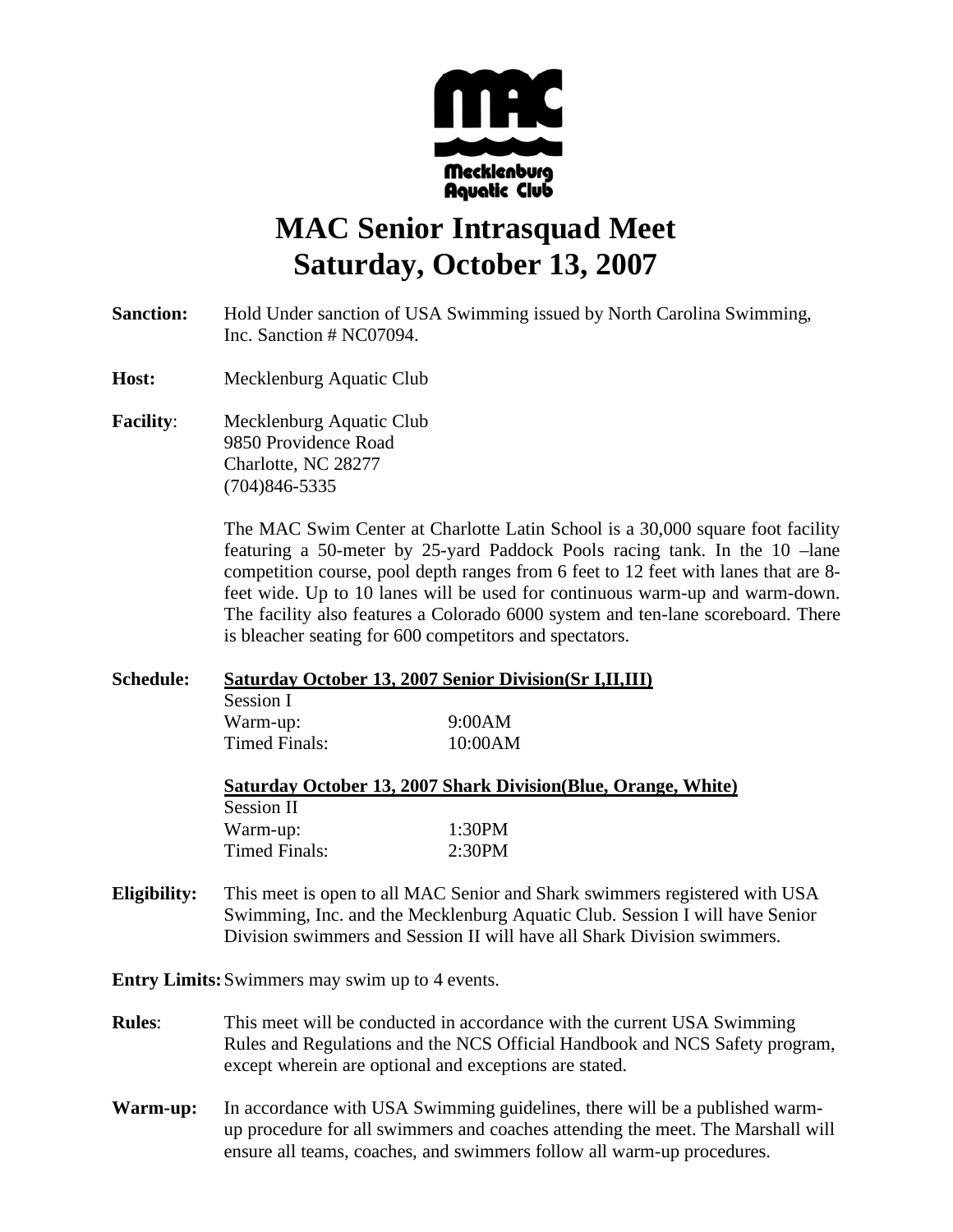# MAC Senior Intrasquad Meet
# Saturday, October 13, 2007

**Sanction:** Hold Under sanction of USA Swimming issued by North Carolina Swimming, Inc. Sanction # NC07094.

**Host:** Mecklenburg Aquatic Club

**Facility**: Mecklenburg Aquatic Club
9850 Providence Road
Charlotte, NC 28277
(704)846-5335

The MAC Swim Center at Charlotte Latin School is a 30,000 square foot facility featuring a 50-meter by 25-yard Paddock Pools racing tank. In the 10 –lane competition course, pool depth ranges from 6 feet to 12 feet with lanes that are 8-feet wide. Up to 10 lanes will be used for continuous warm-up and warm-down. The facility also features a Colorado 6000 system and ten-lane scoreboard. There is bleacher seating for 600 competitors and spectators.

**Schedule:** **Saturday October 13, 2007 Senior Division(Sr I,II,III)**

Session I
Warm-up: 9:00AM
Timed Finals: 10:00AM

**Saturday October 13, 2007 Shark Division(Blue, Orange, White)**

Session II
Warm-up: 1:30PM
Timed Finals: 2:30PM

**Eligibility:** This meet is open to all MAC Senior and Shark swimmers registered with USA Swimming, Inc. and the Mecklenburg Aquatic Club. Session I will have Senior Division swimmers and Session II will have all Shark Division swimmers.

**Entry Limits:** Swimmers may swim up to 4 events.

**Rules**: This meet will be conducted in accordance with the current USA Swimming Rules and Regulations and the NCS Official Handbook and NCS Safety program, except wherein are optional and exceptions are stated.

**Warm-up:** In accordance with USA Swimming guidelines, there will be a published warm-up procedure for all swimmers and coaches attending the meet. The Marshall will ensure all teams, coaches, and swimmers follow all warm-up procedures.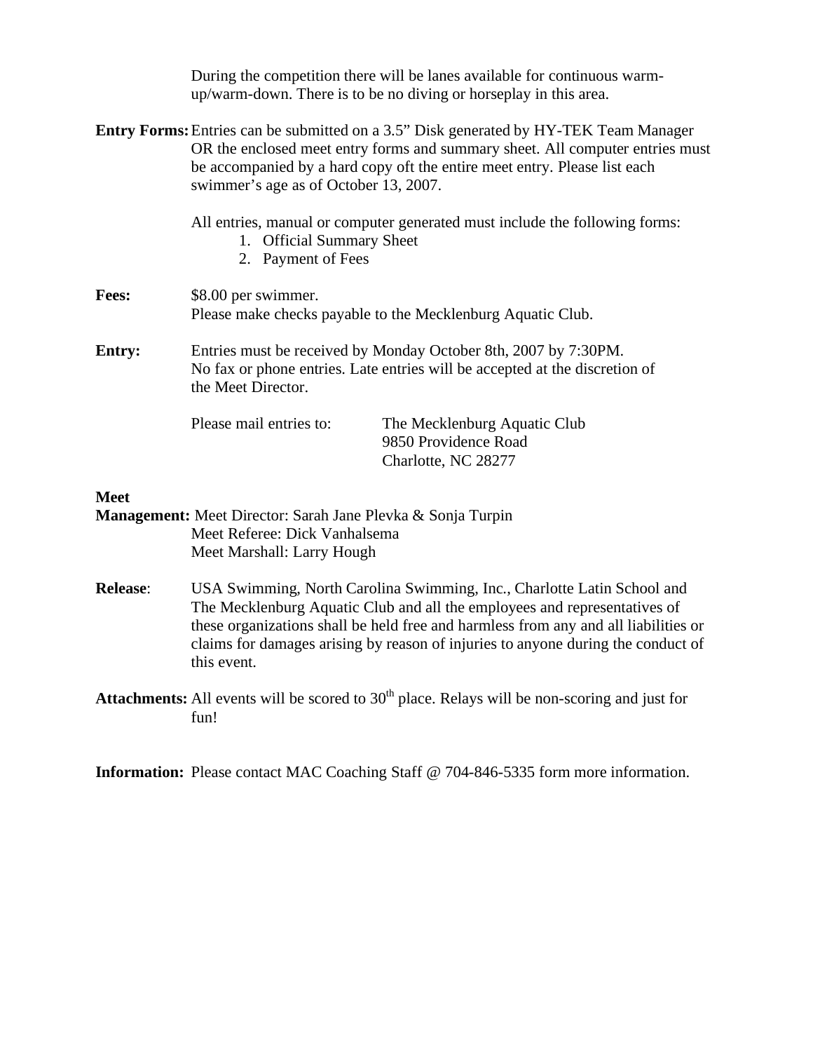During the competition there will be lanes available for continuous warm-up/warm-down. There is to be no diving or horseplay in this area.

**Entry Forms:** Entries can be submitted on a 3.5" Disk generated by HY-TEK Team Manager OR the enclosed meet entry forms and summary sheet. All computer entries must be accompanied by a hard copy oft the entire meet entry. Please list each swimmer's age as of October 13, 2007.

All entries, manual or computer generated must include the following forms:

1. Official Summary Sheet
2. Payment of Fees

**Fees:** $8.00 per swimmer.
Please make checks payable to the Mecklenburg Aquatic Club.

**Entry:** Entries must be received by Monday October 8th, 2007 by 7:30PM.
No fax or phone entries. Late entries will be accepted at the discretion of the Meet Director.

Please mail entries to:

The Mecklenburg Aquatic Club
9850 Providence Road
Charlotte, NC 28277

**Meet Management:** Meet Director: Sarah Jane Plevka & Sonja Turpin
Meet Referee: Dick Vanhalsema
Meet Marshall: Larry Hough

**Release**: USA Swimming, North Carolina Swimming, Inc., Charlotte Latin School and The Mecklenburg Aquatic Club and all the employees and representatives of these organizations shall be held free and harmless from any and all liabilities or claims for damages arising by reason of injuries to anyone during the conduct of this event.

**Attachments:** All events will be scored to 30th place. Relays will be non-scoring and just for fun!

**Information:** Please contact MAC Coaching Staff @ 704-846-5335 form more information.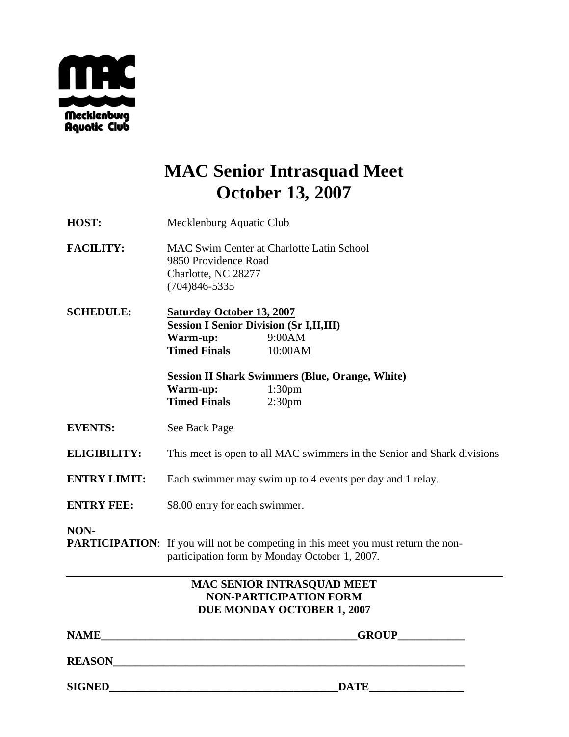Mecklenburg Aquatic Club

# MAC Senior Intrasquad Meet
# October 13, 2007

**HOST:** Mecklenburg Aquatic Club

**FACILITY:** MAC Swim Center at Charlotte Latin School
9850 Providence Road
Charlotte, NC 28277
(704)846-5335

**SCHEDULE:** **Saturday October 13, 2007**

**Session I Senior Division (Sr I,II,III)**
**Warm-up:** 9:00AM
**Timed Finals** 10:00AM

**Session II Shark Swimmers (Blue, Orange, White)**
**Warm-up:** 1:30pm
**Timed Finals** 2:30pm

**EVENTS:** See Back Page

**ELIGIBILITY:** This meet is open to all MAC swimmers in the Senior and Shark divisions

**ENTRY LIMIT:** Each swimmer may swim up to 4 events per day and 1 relay.

**ENTRY FEE:** $8.00 entry for each swimmer.

**NON-PARTICIPATION**: If you will not be competing in this meet you must return the non-participation form by Monday October 1, 2007.

---

**MAC SENIOR INTRASQUAD MEET**
**NON-PARTICIPATION FORM**
**DUE MONDAY OCTOBER 1, 2007**

**NAME**_______________________________________________**GROUP**____________

**REASON**_____________________________________________________________

**SIGNED**__________________________________________**DATE**_________________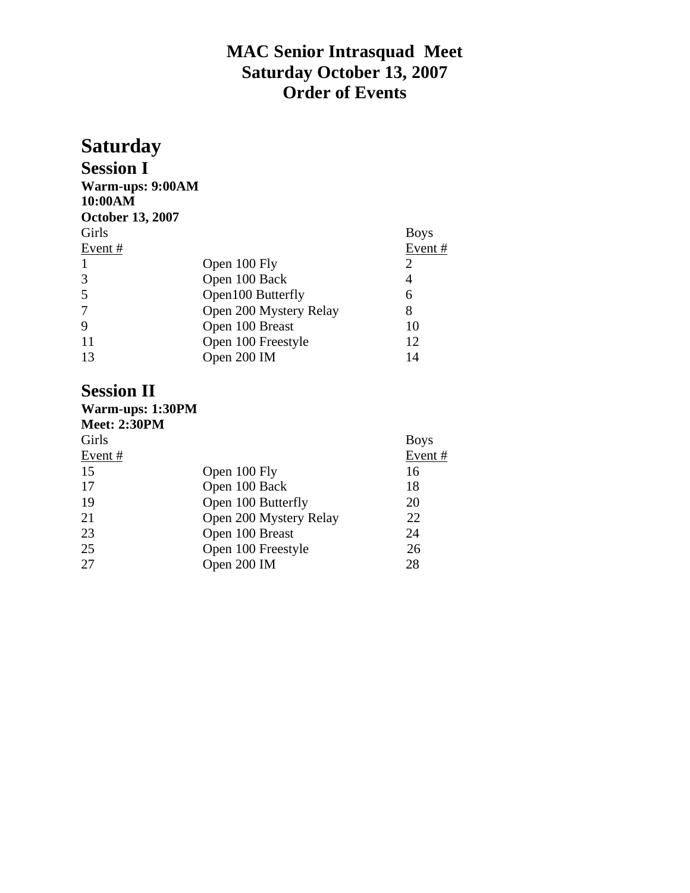# MAC Senior Intrasquad Meet
# Saturday October 13, 2007
# Order of Events

## Saturday

### Session I

**Warm-ups: 9:00AM**
**10:00AM**
**October 13, 2007**

| Girls Event # | | Boys Event # |
|---|---|---|
| 1 | Open 100 Fly | 2 |
| 3 | Open 100 Back | 4 |
| 5 | Open100 Butterfly | 6 |
| 7 | Open 200 Mystery Relay | 8 |
| 9 | Open 100 Breast | 10 |
| 11 | Open 100 Freestyle | 12 |
| 13 | Open 200 IM | 14 |

### Session II

**Warm-ups: 1:30PM**
**Meet: 2:30PM**

| Girls Event # | | Boys Event # |
|---|---|---|
| 15 | Open 100 Fly | 16 |
| 17 | Open 100 Back | 18 |
| 19 | Open 100 Butterfly | 20 |
| 21 | Open 200 Mystery Relay | 22 |
| 23 | Open 100 Breast | 24 |
| 25 | Open 100 Freestyle | 26 |
| 27 | Open 200 IM | 28 |